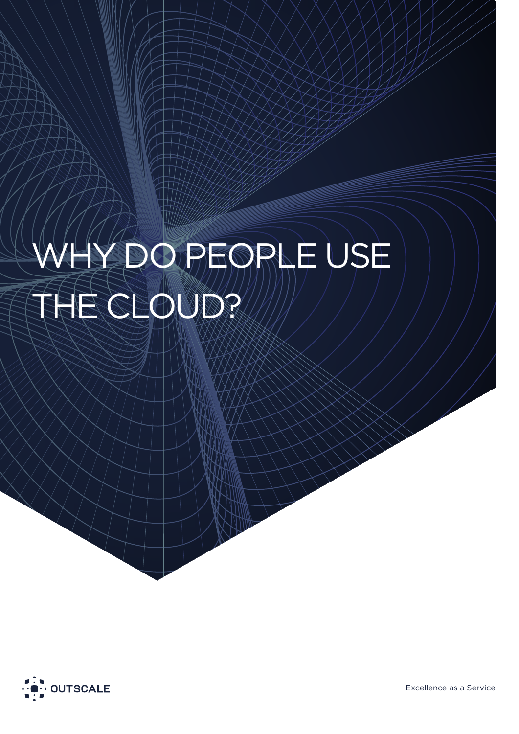# WHY DO PEOPLE USE THE CLOUD?

OUTSCALE

Excellence as a Service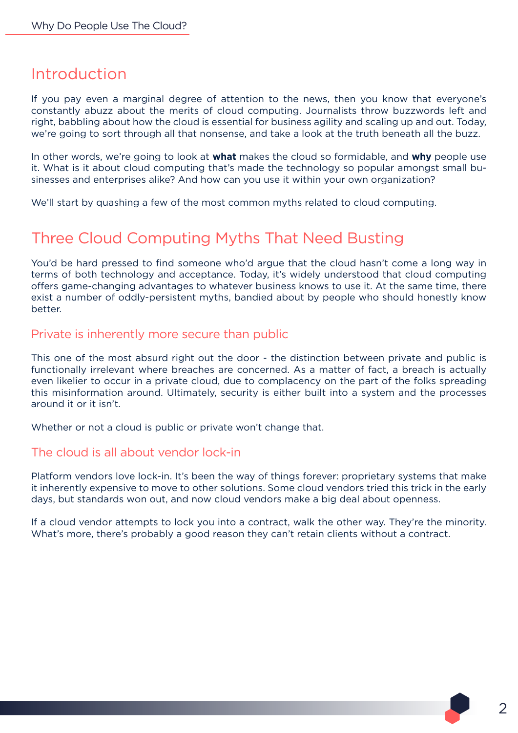# Introduction

If you pay even a marginal degree of attention to the news, then you know that everyone's constantly abuzz about the merits of cloud computing. Journalists throw buzzwords left and right, babbling about how the cloud is essential for business agility and scaling up and out. Today, we're going to sort through all that nonsense, and take a look at the truth beneath all the buzz.

In other words, we're going to look at **what** makes the cloud so formidable, and **why** people use it. What is it about cloud computing that's made the technology so popular amongst small businesses and enterprises alike? And how can you use it within your own organization?

We'll start by quashing a few of the most common myths related to cloud computing.

# Three Cloud Computing Myths That Need Busting

You'd be hard pressed to find someone who'd argue that the cloud hasn't come a long way in terms of both technology and acceptance. Today, it's widely understood that cloud computing offers game-changing advantages to whatever business knows to use it. At the same time, there exist a number of oddly-persistent myths, bandied about by people who should honestly know better.

## Private is inherently more secure than public

This one of the most absurd right out the door - the distinction between private and public is functionally irrelevant where breaches are concerned. As a matter of fact, a breach is actually even likelier to occur in a private cloud, due to complacency on the part of the folks spreading this misinformation around. Ultimately, security is either built into a system and the processes around it or it isn't.

Whether or not a cloud is public or private won't change that.

## The cloud is all about vendor lock-in

Platform vendors love lock-in. It's been the way of things forever: proprietary systems that make it inherently expensive to move to other solutions. Some cloud vendors tried this trick in the early days, but standards won out, and now cloud vendors make a big deal about openness.

If a cloud vendor attempts to lock you into a contract, walk the other way. They're the minority. What's more, there's probably a good reason they can't retain clients without a contract.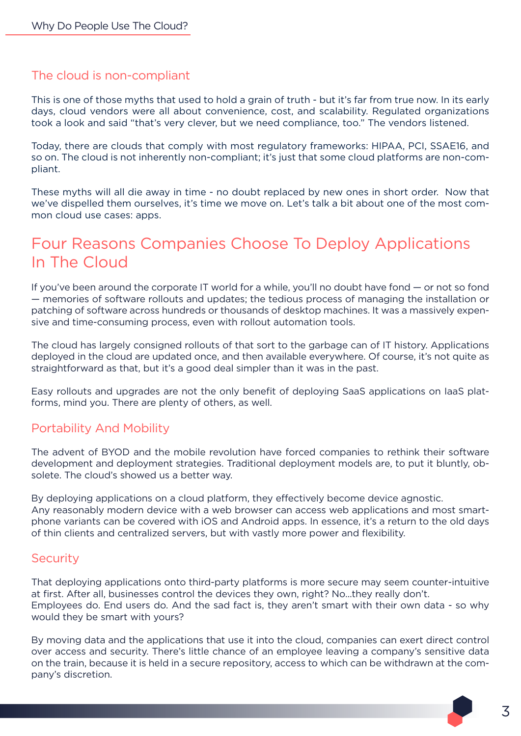### The cloud is non-compliant

This is one of those myths that used to hold a grain of truth - but it's far from true now. In its early days, cloud vendors were all about convenience, cost, and scalability. Regulated organizations took a look and said "that's very clever, but we need compliance, too." The vendors listened.

Today, there are clouds that comply with most regulatory frameworks: HIPAA, PCI, SSAE16, and so on. The cloud is not inherently non-compliant; it's just that some cloud platforms are non-compliant.

These myths will all die away in time - no doubt replaced by new ones in short order. Now that we've dispelled them ourselves, it's time we move on. Let's talk a bit about one of the most common cloud use cases: apps.

## Four Reasons Companies Choose To Deploy Applications In The Cloud

If you've been around the corporate IT world for a while, you'll no doubt have fond — or not so fond — memories of software rollouts and updates; the tedious process of managing the installation or patching of software across hundreds or thousands of desktop machines. It was a massively expensive and time-consuming process, even with rollout automation tools.

The cloud has largely consigned rollouts of that sort to the garbage can of IT history. Applications deployed in the cloud are updated once, and then available everywhere. Of course, it's not quite as straightforward as that, but it's a good deal simpler than it was in the past.

Easy rollouts and upgrades are not the only benefit of deploying SaaS applications on IaaS platforms, mind you. There are plenty of others, as well.

### Portability And Mobility

The advent of BYOD and the mobile revolution have forced companies to rethink their software development and deployment strategies. Traditional deployment models are, to put it bluntly, obsolete. The cloud's showed us a better way.

By deploying applications on a cloud platform, they effectively become device agnostic. Any reasonably modern device with a web browser can access web applications and most smartphone variants can be covered with iOS and Android apps. In essence, it's a return to the old days of thin clients and centralized servers, but with vastly more power and flexibility.

### Security

That deploying applications onto third-party platforms is more secure may seem counter-intuitive at first. After all, businesses control the devices they own, right? No...they really don't. Employees do. End users do. And the sad fact is, they aren't smart with their own data - so why would they be smart with yours?

By moving data and the applications that use it into the cloud, companies can exert direct control over access and security. There's little chance of an employee leaving a company's sensitive data on the train, because it is held in a secure repository, access to which can be withdrawn at the company's discretion.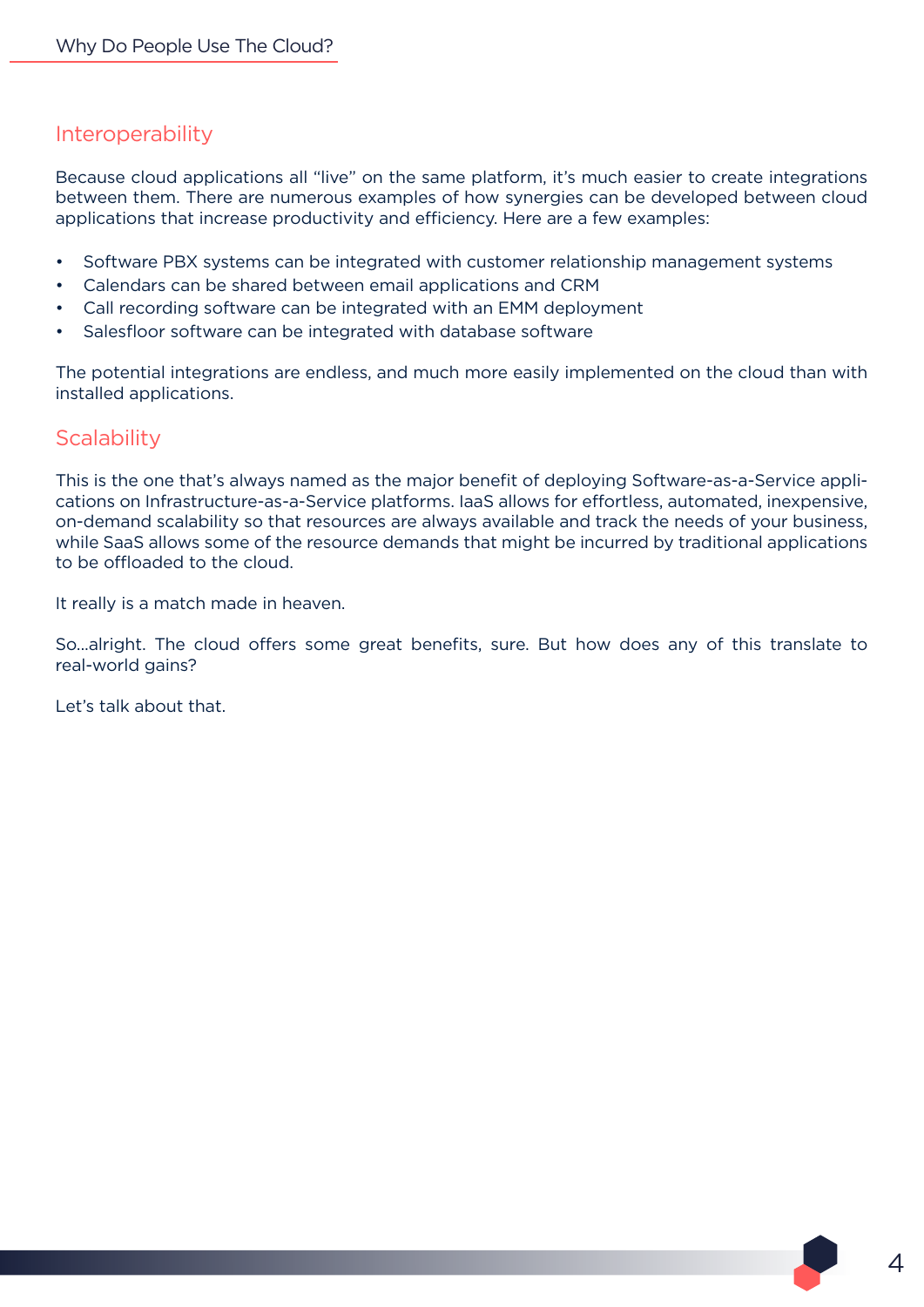## Interoperability

Because cloud applications all “live” on the same platform, it’s much easier to create integrations between them. There are numerous examples of how synergies can be developed between cloud applications that increase productivity and efficiency. Here are a few examples:

- Software PBX systems can be integrated with customer relationship management systems
- Calendars can be shared between email applications and CRM
- Call recording software can be integrated with an EMM deployment
- Salesfloor software can be integrated with database software

The potential integrations are endless, and much more easily implemented on the cloud than with installed applications.

## Scalability

This is the one that’s always named as the major benefit of deploying Software-as-a-Service applications on Infrastructure-as-a-Service platforms. IaaS allows for effortless, automated, inexpensive, on-demand scalability so that resources are always available and track the needs of your business, while SaaS allows some of the resource demands that might be incurred by traditional applications to be offloaded to the cloud.

It really is a match made in heaven.

So...alright. The cloud offers some great benefits, sure. But how does any of this translate to real-world gains?

Let’s talk about that.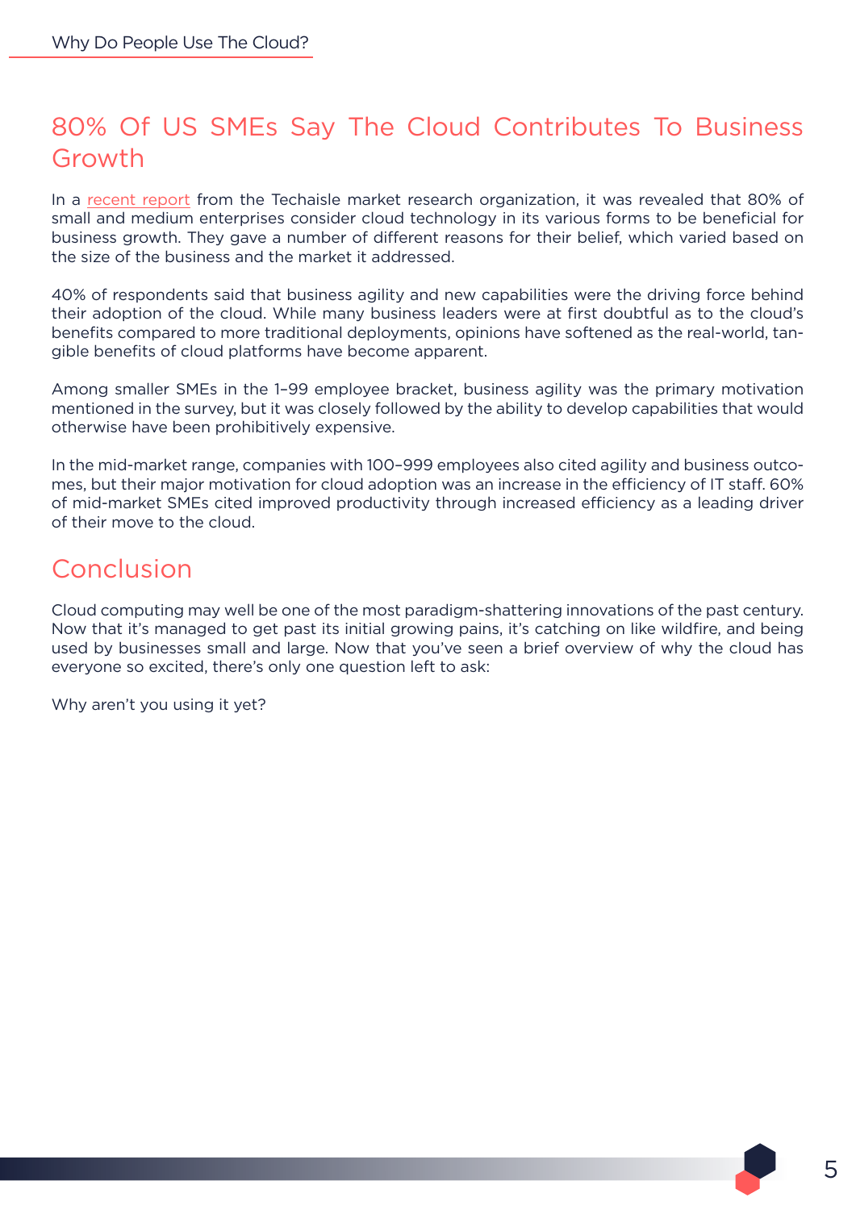## 80% Of US SMEs Say The Cloud Contributes To Business Growth

In a recent report from the Techaisle market research organization, it was revealed that 80% of small and medium enterprises consider cloud technology in its various forms to be beneficial for business growth. They gave a number of different reasons for their belief, which varied based on the size of the business and the market it addressed.

40% of respondents said that business agility and new capabilities were the driving force behind their adoption of the cloud. While many business leaders were at first doubtful as to the cloud's benefits compared to more traditional deployments, opinions have softened as the real-world, tangible benefits of cloud platforms have become apparent.

Among smaller SMEs in the 1–99 employee bracket, business agility was the primary motivation mentioned in the survey, but it was closely followed by the ability to develop capabilities that would otherwise have been prohibitively expensive.

In the mid-market range, companies with 100–999 employees also cited agility and business outcomes, but their major motivation for cloud adoption was an increase in the efficiency of IT staff. 60% of mid-market SMEs cited improved productivity through increased efficiency as a leading driver of their move to the cloud.

## Conclusion

Cloud computing may well be one of the most paradigm-shattering innovations of the past century. Now that it's managed to get past its initial growing pains, it's catching on like wildfire, and being used by businesses small and large. Now that you've seen a brief overview of why the cloud has everyone so excited, there's only one question left to ask:

Why aren't you using it yet?